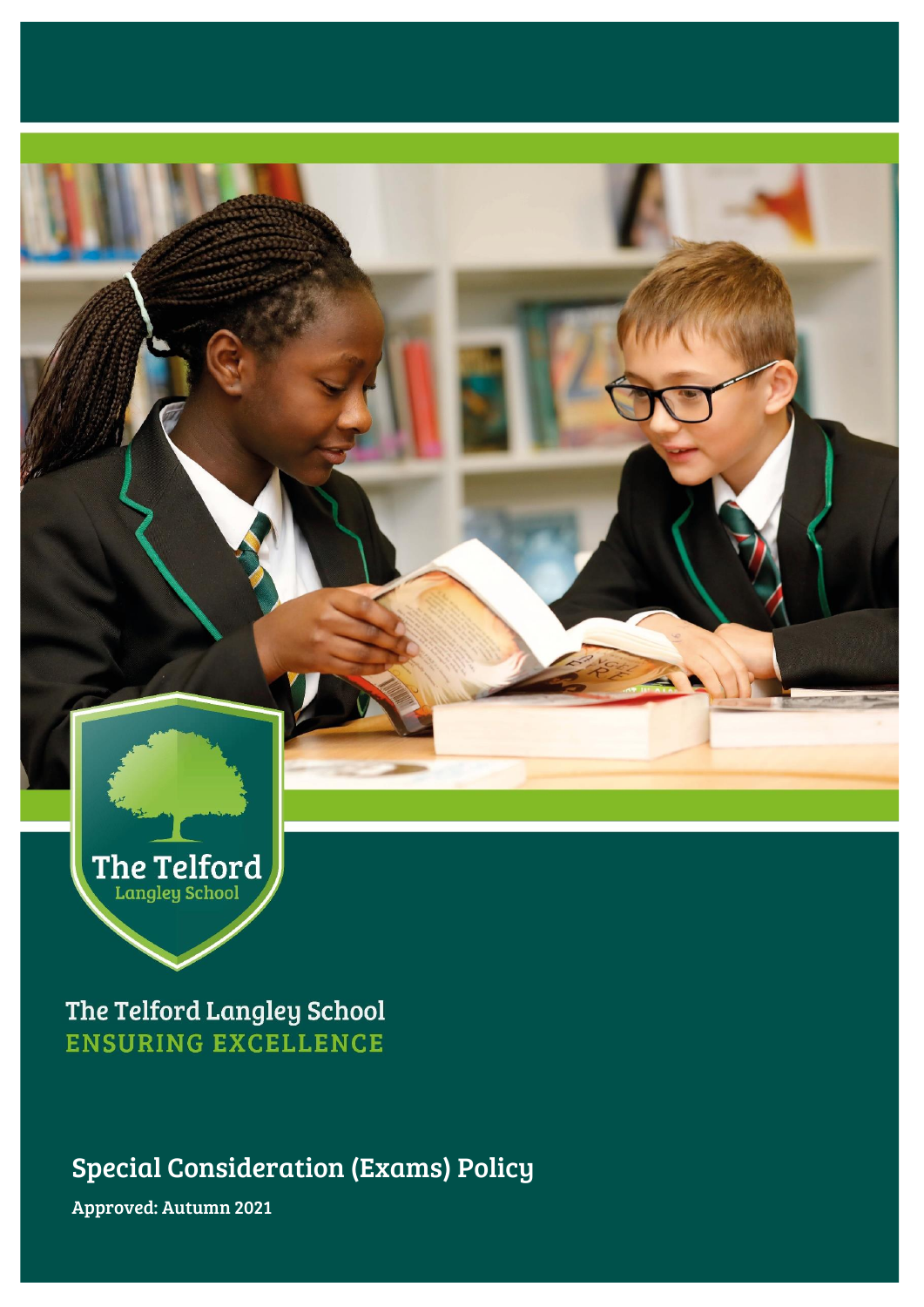The Telford Langley School

The Telford Langley School
ENSURING EXCELLENCE

# Special Consideration (Exams) Policy

**Approved: Autumn 2021**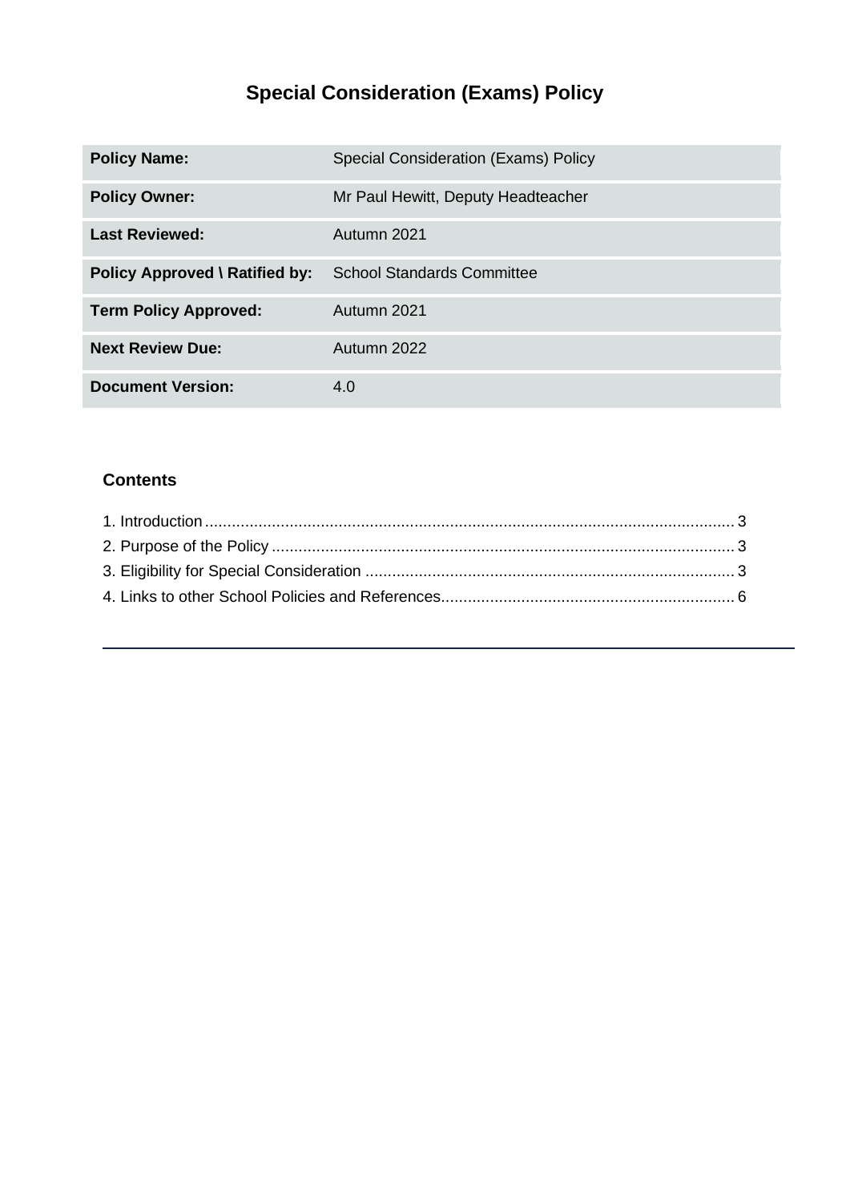# Special Consideration (Exams) Policy

| | |
|---|---|
| **Policy Name:** | Special Consideration (Exams) Policy |
| **Policy Owner:** | Mr Paul Hewitt, Deputy Headteacher |
| **Last Reviewed:** | Autumn 2021 |
| **Policy Approved \ Ratified by:** | School Standards Committee |
| **Term Policy Approved:** | Autumn 2021 |
| **Next Review Due:** | Autumn 2022 |
| **Document Version:** | 4.0 |

## Contents

1. Introduction ........................................................................................................ 3
2. Purpose of the Policy .......................................................................................... 3
3. Eligibility for Special Consideration ................................................................... 3
4. Links to other School Policies and References................................................... 6

---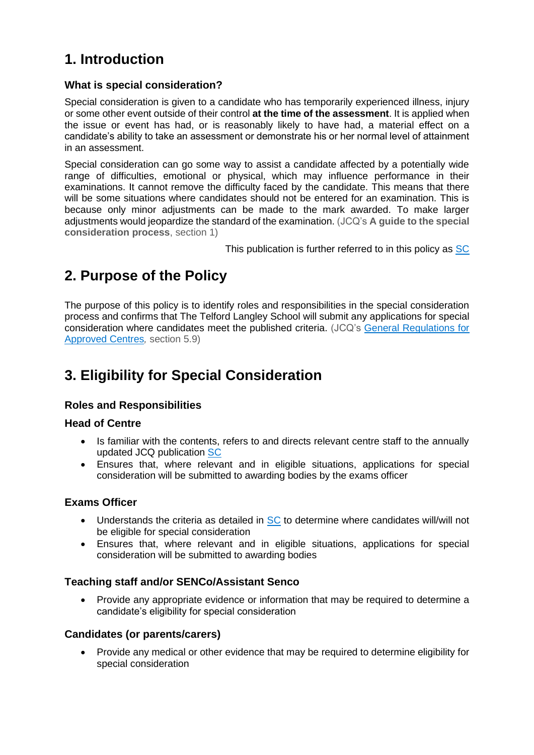# 1. Introduction

### What is special consideration?

Special consideration is given to a candidate who has temporarily experienced illness, injury or some other event outside of their control **at the time of the assessment**. It is applied when the issue or event has had, or is reasonably likely to have had, a material effect on a candidate's ability to take an assessment or demonstrate his or her normal level of attainment in an assessment.

Special consideration can go some way to assist a candidate affected by a potentially wide range of difficulties, emotional or physical, which may influence performance in their examinations. It cannot remove the difficulty faced by the candidate. This means that there will be some situations where candidates should not be entered for an examination. This is because only minor adjustments can be made to the mark awarded. To make larger adjustments would jeopardize the standard of the examination. (JCQ's **A guide to the special consideration process**, section 1)

This publication is further referred to in this policy as SC

# 2. Purpose of the Policy

The purpose of this policy is to identify roles and responsibilities in the special consideration process and confirms that The Telford Langley School will submit any applications for special consideration where candidates meet the published criteria. (JCQ's General Regulations for Approved Centres, section 5.9)

# 3. Eligibility for Special Consideration

### Roles and Responsibilities

### Head of Centre

- Is familiar with the contents, refers to and directs relevant centre staff to the annually updated JCQ publication SC
- Ensures that, where relevant and in eligible situations, applications for special consideration will be submitted to awarding bodies by the exams officer

### Exams Officer

- Understands the criteria as detailed in SC to determine where candidates will/will not be eligible for special consideration
- Ensures that, where relevant and in eligible situations, applications for special consideration will be submitted to awarding bodies

### Teaching staff and/or SENCo/Assistant Senco

- Provide any appropriate evidence or information that may be required to determine a candidate's eligibility for special consideration

### Candidates (or parents/carers)

- Provide any medical or other evidence that may be required to determine eligibility for special consideration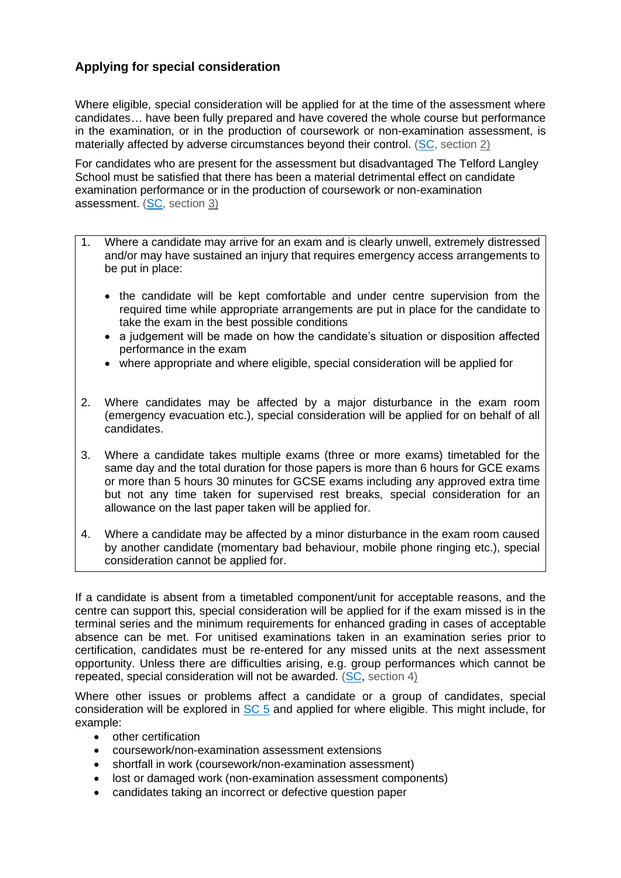## Applying for special consideration

Where eligible, special consideration will be applied for at the time of the assessment where candidates… have been fully prepared and have covered the whole course but performance in the examination, or in the production of coursework or non-examination assessment, is materially affected by adverse circumstances beyond their control. (SC, section 2)

For candidates who are present for the assessment but disadvantaged The Telford Langley School must be satisfied that there has been a material detrimental effect on candidate examination performance or in the production of coursework or non-examination assessment. (SC, section 3)

1. Where a candidate may arrive for an exam and is clearly unwell, extremely distressed and/or may have sustained an injury that requires emergency access arrangements to be put in place:
   - the candidate will be kept comfortable and under centre supervision from the required time while appropriate arrangements are put in place for the candidate to take the exam in the best possible conditions
   - a judgement will be made on how the candidate's situation or disposition affected performance in the exam
   - where appropriate and where eligible, special consideration will be applied for
2. Where candidates may be affected by a major disturbance in the exam room (emergency evacuation etc.), special consideration will be applied for on behalf of all candidates.
3. Where a candidate takes multiple exams (three or more exams) timetabled for the same day and the total duration for those papers is more than 6 hours for GCE exams or more than 5 hours 30 minutes for GCSE exams including any approved extra time but not any time taken for supervised rest breaks, special consideration for an allowance on the last paper taken will be applied for.
4. Where a candidate may be affected by a minor disturbance in the exam room caused by another candidate (momentary bad behaviour, mobile phone ringing etc.), special consideration cannot be applied for.

If a candidate is absent from a timetabled component/unit for acceptable reasons, and the centre can support this, special consideration will be applied for if the exam missed is in the terminal series and the minimum requirements for enhanced grading in cases of acceptable absence can be met. For unitised examinations taken in an examination series prior to certification, candidates must be re-entered for any missed units at the next assessment opportunity. Unless there are difficulties arising, e.g. group performances which cannot be repeated, special consideration will not be awarded. (SC, section 4)

Where other issues or problems affect a candidate or a group of candidates, special consideration will be explored in SC 5 and applied for where eligible. This might include, for example:

- other certification
- coursework/non-examination assessment extensions
- shortfall in work (coursework/non-examination assessment)
- lost or damaged work (non-examination assessment components)
- candidates taking an incorrect or defective question paper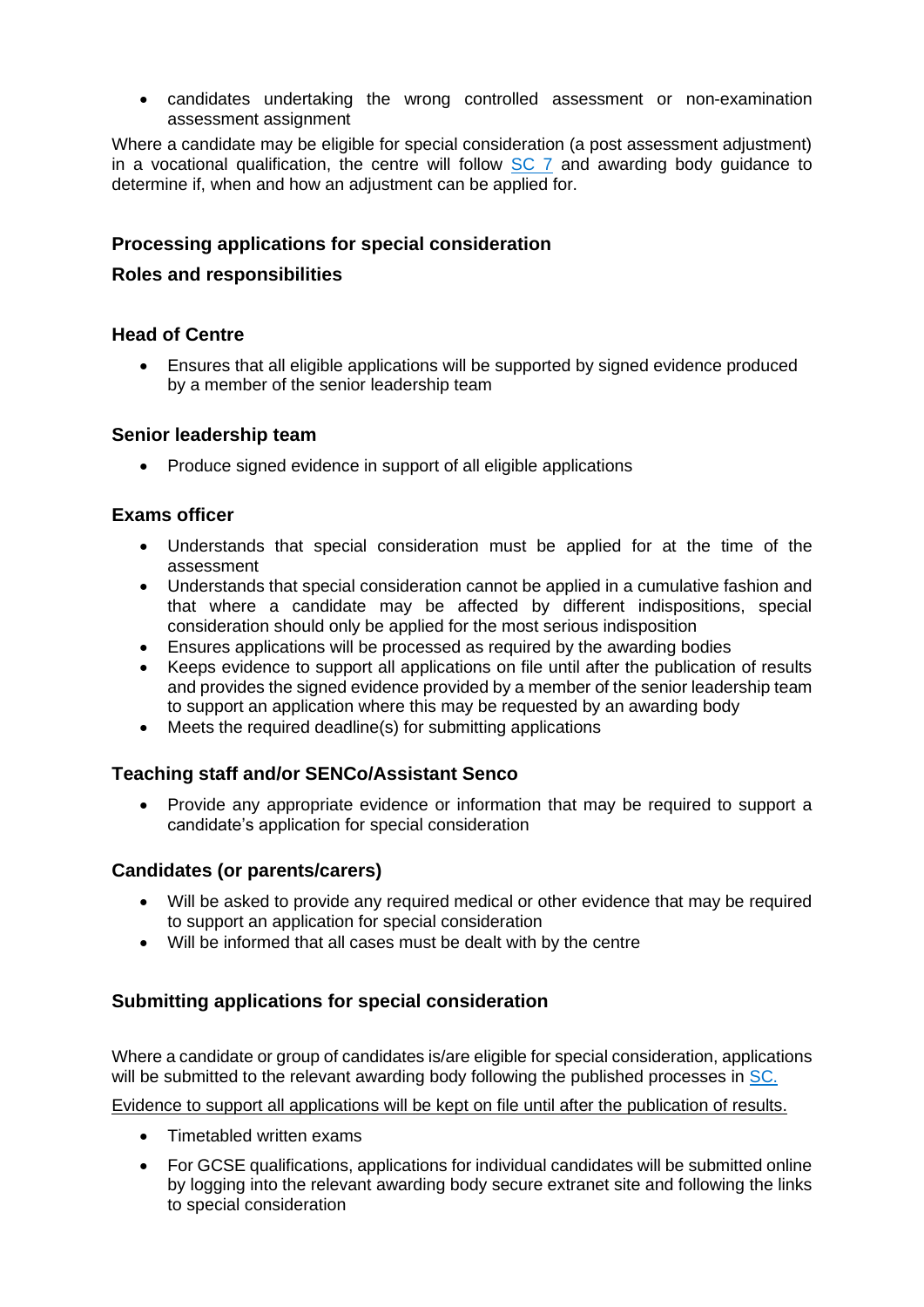- candidates undertaking the wrong controlled assessment or non-examination assessment assignment

Where a candidate may be eligible for special consideration (a post assessment adjustment) in a vocational qualification, the centre will follow SC 7 and awarding body guidance to determine if, when and how an adjustment can be applied for.

## Processing applications for special consideration

### Roles and responsibilities

#### Head of Centre

- Ensures that all eligible applications will be supported by signed evidence produced by a member of the senior leadership team

#### Senior leadership team

- Produce signed evidence in support of all eligible applications

#### Exams officer

- Understands that special consideration must be applied for at the time of the assessment
- Understands that special consideration cannot be applied in a cumulative fashion and that where a candidate may be affected by different indispositions, special consideration should only be applied for the most serious indisposition
- Ensures applications will be processed as required by the awarding bodies
- Keeps evidence to support all applications on file until after the publication of results and provides the signed evidence provided by a member of the senior leadership team to support an application where this may be requested by an awarding body
- Meets the required deadline(s) for submitting applications

#### Teaching staff and/or SENCo/Assistant Senco

- Provide any appropriate evidence or information that may be required to support a candidate's application for special consideration

#### Candidates (or parents/carers)

- Will be asked to provide any required medical or other evidence that may be required to support an application for special consideration
- Will be informed that all cases must be dealt with by the centre

## Submitting applications for special consideration

Where a candidate or group of candidates is/are eligible for special consideration, applications will be submitted to the relevant awarding body following the published processes in SC.

Evidence to support all applications will be kept on file until after the publication of results.

- Timetabled written exams
- For GCSE qualifications, applications for individual candidates will be submitted online by logging into the relevant awarding body secure extranet site and following the links to special consideration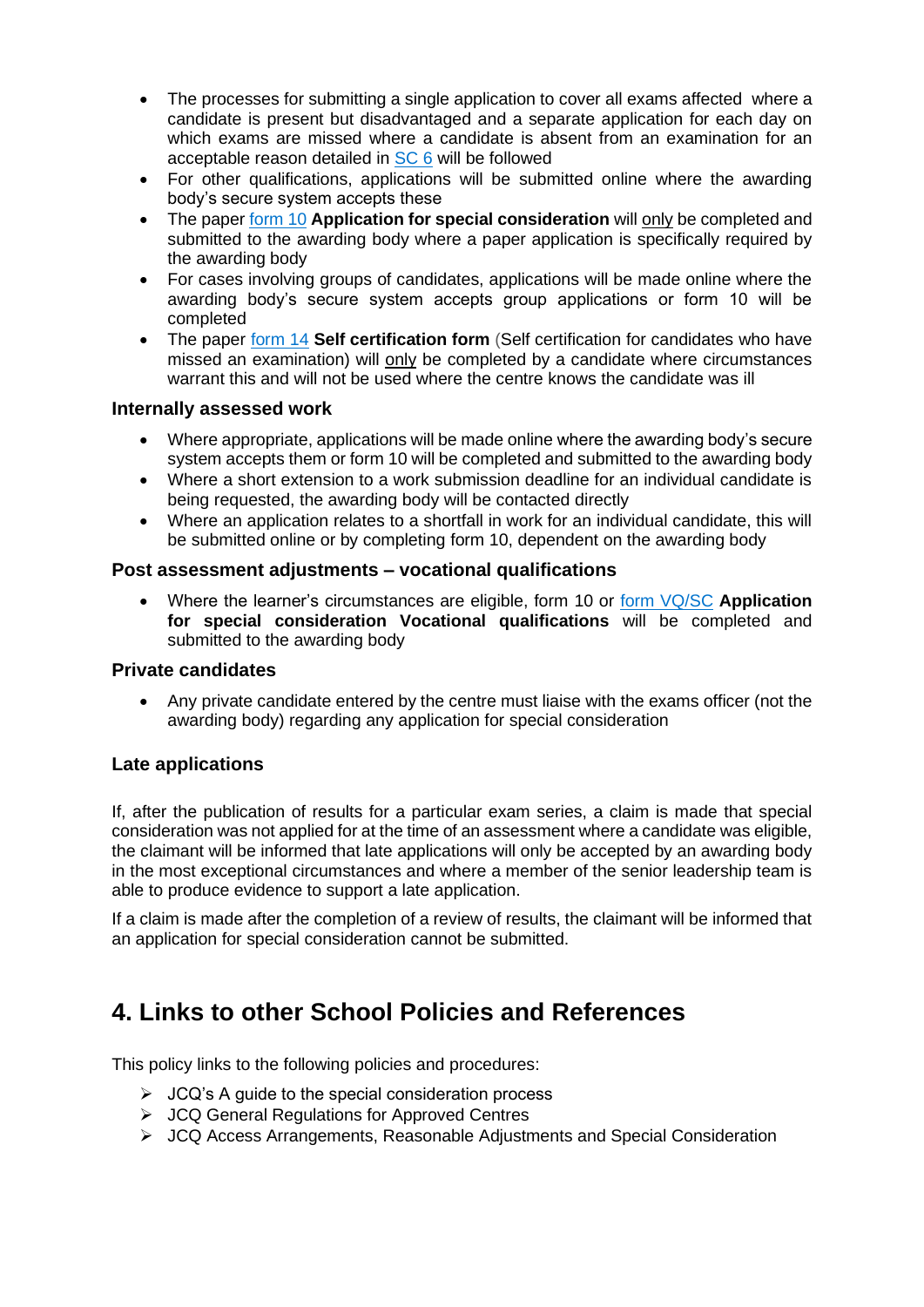- The processes for submitting a single application to cover all exams affected where a candidate is present but disadvantaged and a separate application for each day on which exams are missed where a candidate is absent from an examination for an acceptable reason detailed in SC 6 will be followed
- For other qualifications, applications will be submitted online where the awarding body's secure system accepts these
- The paper form 10 **Application for special consideration** will only be completed and submitted to the awarding body where a paper application is specifically required by the awarding body
- For cases involving groups of candidates, applications will be made online where the awarding body's secure system accepts group applications or form 10 will be completed
- The paper form 14 **Self certification form** (Self certification for candidates who have missed an examination) will only be completed by a candidate where circumstances warrant this and will not be used where the centre knows the candidate was ill

### Internally assessed work

- Where appropriate, applications will be made online where the awarding body's secure system accepts them or form 10 will be completed and submitted to the awarding body
- Where a short extension to a work submission deadline for an individual candidate is being requested, the awarding body will be contacted directly
- Where an application relates to a shortfall in work for an individual candidate, this will be submitted online or by completing form 10, dependent on the awarding body

### Post assessment adjustments – vocational qualifications

- Where the learner's circumstances are eligible, form 10 or form VQ/SC **Application for special consideration Vocational qualifications** will be completed and submitted to the awarding body

### Private candidates

- Any private candidate entered by the centre must liaise with the exams officer (not the awarding body) regarding any application for special consideration

### Late applications

If, after the publication of results for a particular exam series, a claim is made that special consideration was not applied for at the time of an assessment where a candidate was eligible, the claimant will be informed that late applications will only be accepted by an awarding body in the most exceptional circumstances and where a member of the senior leadership team is able to produce evidence to support a late application.

If a claim is made after the completion of a review of results, the claimant will be informed that an application for special consideration cannot be submitted.

## 4. Links to other School Policies and References

This policy links to the following policies and procedures:

- JCQ's A guide to the special consideration process
- JCQ General Regulations for Approved Centres
- JCQ Access Arrangements, Reasonable Adjustments and Special Consideration